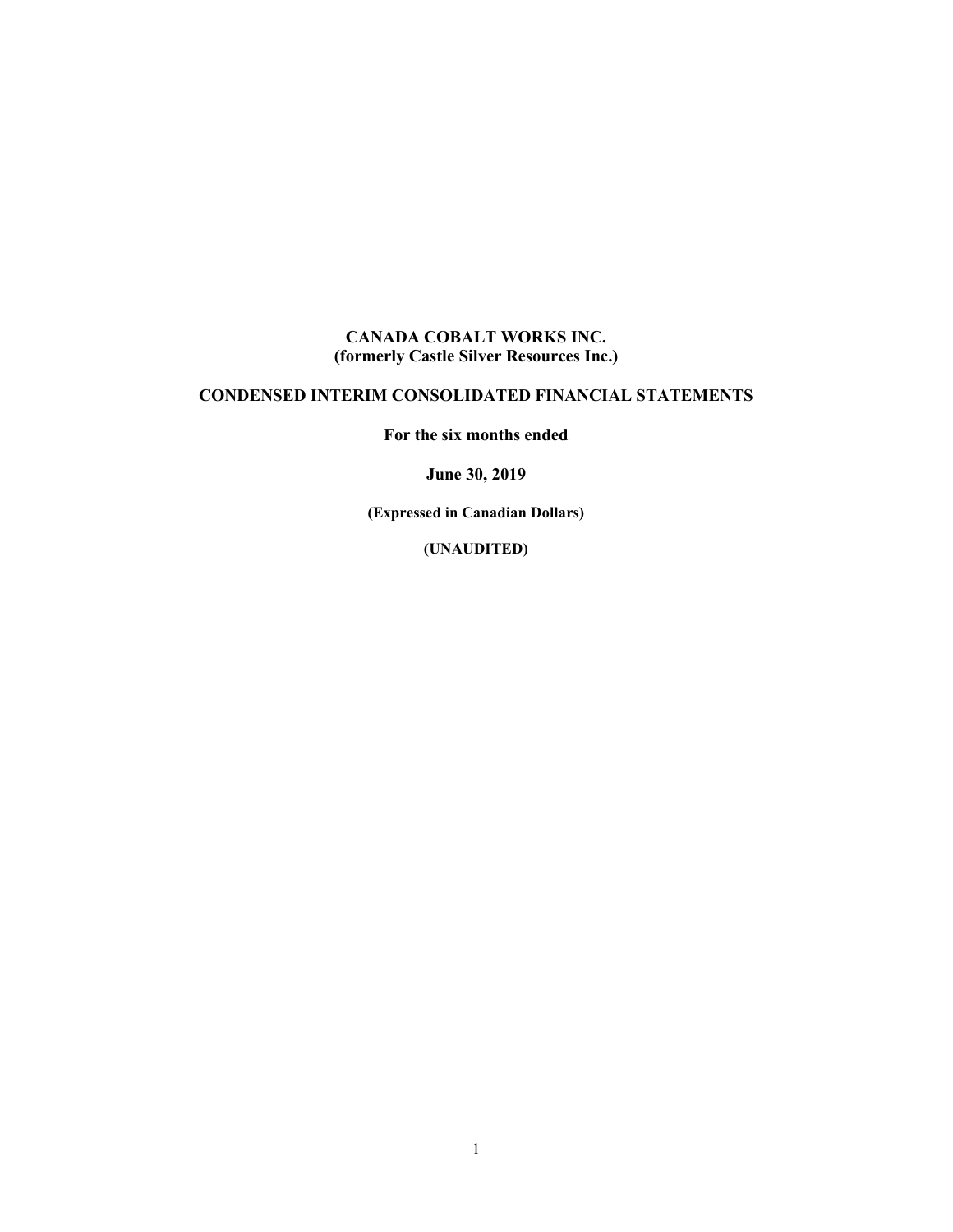# CANADA COBALT WORKS INC.
## (formerly Castle Silver Resources Inc.)

## CONDENSED INTERIM CONSOLIDATED FINANCIAL STATEMENTS

**For the six months ended**

**June 30, 2019**

**(Expressed in Canadian Dollars)**

**(UNAUDITED)**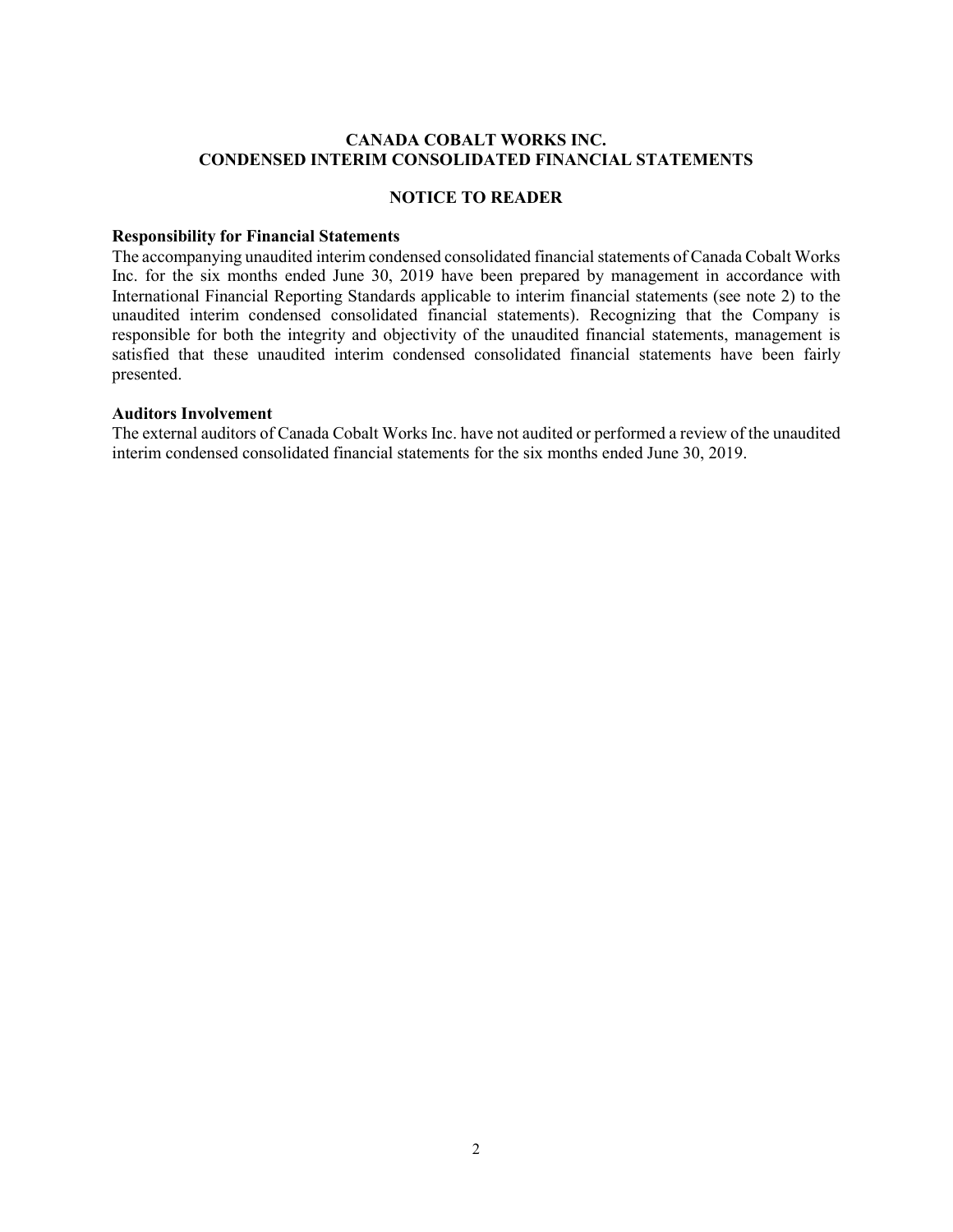# CANADA COBALT WORKS INC.
# CONDENSED INTERIM CONSOLIDATED FINANCIAL STATEMENTS

## NOTICE TO READER

**Responsibility for Financial Statements**

The accompanying unaudited interim condensed consolidated financial statements of Canada Cobalt Works Inc. for the six months ended June 30, 2019 have been prepared by management in accordance with International Financial Reporting Standards applicable to interim financial statements (see note 2) to the unaudited interim condensed consolidated financial statements). Recognizing that the Company is responsible for both the integrity and objectivity of the unaudited financial statements, management is satisfied that these unaudited interim condensed consolidated financial statements have been fairly presented.

**Auditors Involvement**

The external auditors of Canada Cobalt Works Inc. have not audited or performed a review of the unaudited interim condensed consolidated financial statements for the six months ended June 30, 2019.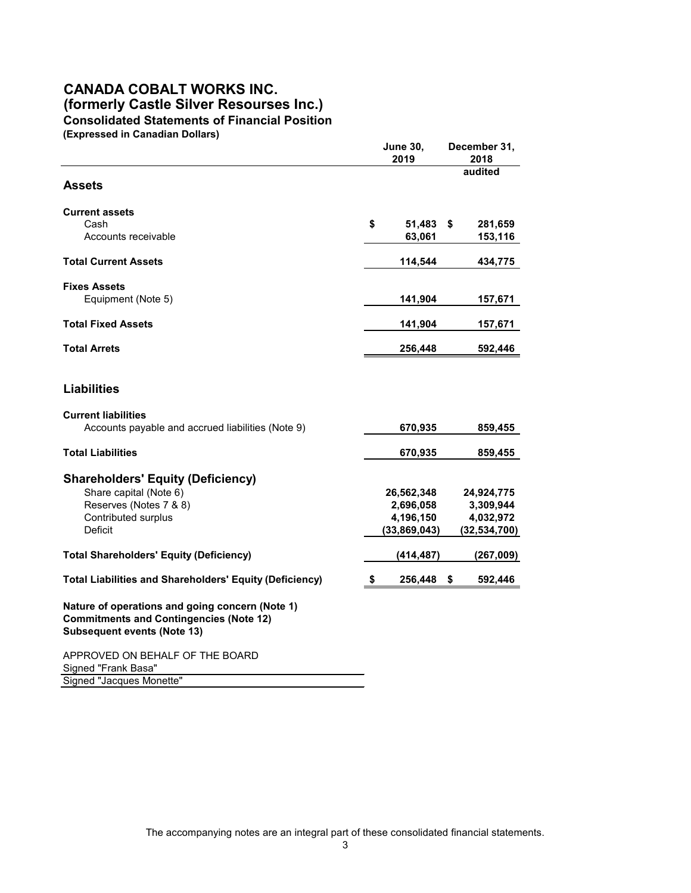# CANADA COBALT WORKS INC.
## (formerly Castle Silver Resourses Inc.)
### Consolidated Statements of Financial Position
**(Expressed in Canadian Dollars)**

| | June 30, 2019 | December 31, 2018 audited |
|---|---|---|
| **Assets** | | |
| **Current assets** | | |
| Cash | $ 51,483 | $ 281,659 |
| Accounts receivable | 63,061 | 153,116 |
| **Total Current Assets** | **114,544** | **434,775** |
| **Fixes Assets** | | |
| Equipment (Note 5) | 141,904 | 157,671 |
| **Total Fixed Assets** | **141,904** | **157,671** |
| **Total Arrets** | **256,448** | **592,446** |
| **Liabilities** | | |
| **Current liabilities** | | |
| Accounts payable and accrued liabilities (Note 9) | 670,935 | 859,455 |
| **Total Liabilities** | **670,935** | **859,455** |
| **Shareholders' Equity (Deficiency)** | | |
| Share capital (Note 6) | 26,562,348 | 24,924,775 |
| Reserves (Notes 7 & 8) | 2,696,058 | 3,309,944 |
| Contributed surplus | 4,196,150 | 4,032,972 |
| Deficit | (33,869,043) | (32,534,700) |
| **Total Shareholders' Equity (Deficiency)** | **(414,487)** | **(267,009)** |
| **Total Liabilities and Shareholders' Equity (Deficiency)** | **$ 256,448** | **$ 592,446** |

**Nature of operations and going concern (Note 1)**
**Commitments and Contingencies (Note 12)**
**Subsequent events (Note 13)**

APPROVED ON BEHALF OF THE BOARD
Signed "Frank Basa"
Signed "Jacques Monette"

The accompanying notes are an integral part of these consolidated financial statements.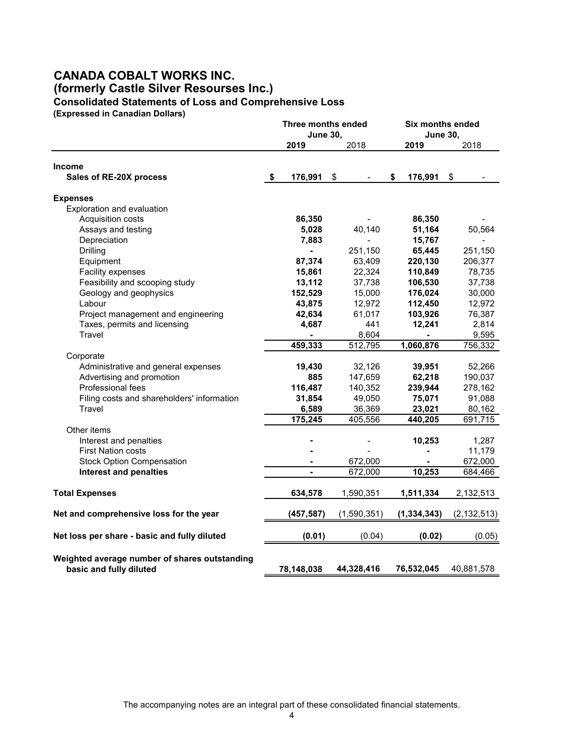# CANADA COBALT WORKS INC.
## (formerly Castle Silver Resourses Inc.)
### Consolidated Statements of Loss and Comprehensive Loss
**(Expressed in Canadian Dollars)**

| | Three months ended June 30, | | Six months ended June 30, | |
|---|---|---|---|---|
| | **2019** | 2018 | **2019** | 2018 |
| **Income** | | | | |
| **Sales of RE-20X process** | **$ 176,991** | $ - | **$ 176,991** | $ - |
| **Expenses** | | | | |
| Exploration and evaluation | | | | |
| Acquisition costs | **86,350** | - | **86,350** | - |
| Assays and testing | **5,028** | 40,140 | **51,164** | 50,564 |
| Depreciation | **7,883** | - | **15,767** | - |
| Drilling | **-** | 251,150 | **65,445** | 251,150 |
| Equipment | **87,374** | 63,409 | **220,130** | 206,377 |
| Facility expenses | **15,861** | 22,324 | **110,849** | 78,735 |
| Feasibility and scooping study | **13,112** | 37,738 | **106,530** | 37,738 |
| Geology and geophysics | **152,529** | 15,000 | **176,024** | 30,000 |
| Labour | **43,875** | 12,972 | **112,450** | 12,972 |
| Project management and engineering | **42,634** | 61,017 | **103,926** | 76,387 |
| Taxes, permits and licensing | **4,687** | 441 | **12,241** | 2,814 |
| Travel | **-** | 8,604 | **-** | 9,595 |
| | **459,333** | 512,795 | **1,060,876** | 756,332 |
| Corporate | | | | |
| Administrative and general expenses | **19,430** | 32,126 | **39,951** | 52,266 |
| Advertising and promotion | **885** | 147,659 | **62,218** | 190,037 |
| Professional fees | **116,487** | 140,352 | **239,944** | 278,162 |
| Filing costs and shareholders' information | **31,854** | 49,050 | **75,071** | 91,088 |
| Travel | **6,589** | 36,369 | **23,021** | 80,162 |
| | **175,245** | 405,556 | **440,205** | 691,715 |
| Other items | | | | |
| Interest and penalties | **-** | - | **10,253** | 1,287 |
| First Nation costs | **-** | - | **-** | 11,179 |
| Stock Option Compensation | **-** | 672,000 | **-** | 672,000 |
| **Interest and penalties** | **-** | 672,000 | **10,253** | 684,466 |
| **Total Expenses** | **634,578** | 1,590,351 | **1,511,334** | 2,132,513 |
| **Net and comprehensive loss for the year** | **(457,587)** | (1,590,351) | **(1,334,343)** | (2,132,513) |
| **Net loss per share - basic and fully diluted** | **(0.01)** | (0.04) | **(0.02)** | (0.05) |
| **Weighted average number of shares outstanding basic and fully diluted** | **78,148,038** | **44,328,416** | **76,532,045** | 40,881,578 |

The accompanying notes are an integral part of these consolidated financial statements.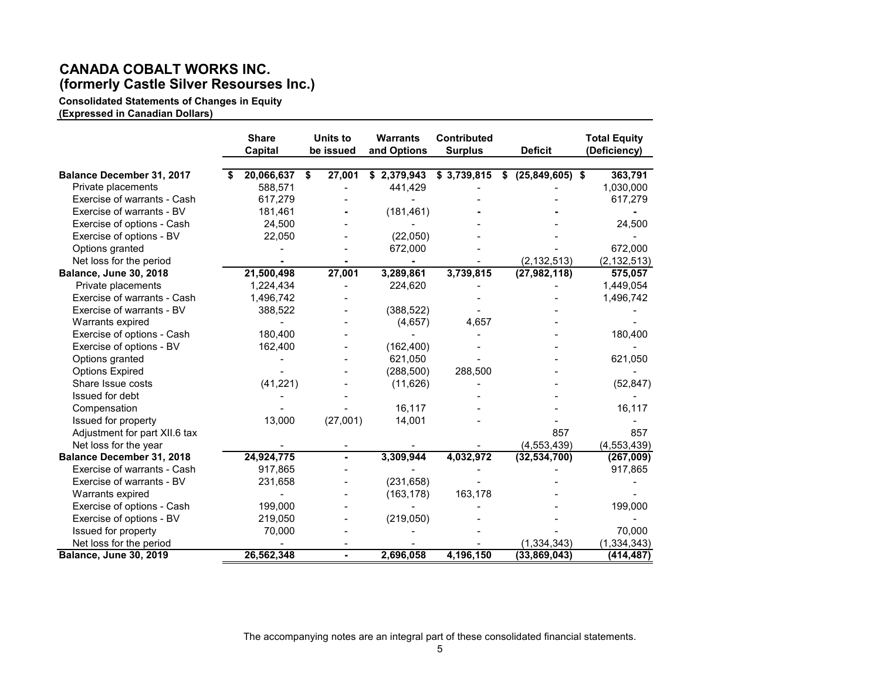# CANADA COBALT WORKS INC.
# (formerly Castle Silver Resourses Inc.)

**Consolidated Statements of Changes in Equity**
**(Expressed in Canadian Dollars)**

| | Share Capital | Units to be issued | Warrants and Options | Contributed Surplus | Deficit | Total Equity (Deficiency) |
|---|---|---|---|---|---|---|
| **Balance December 31, 2017** | **$ 20,066,637** | **$ 27,001** | **$ 2,379,943** | **$ 3,739,815** | **$ (25,849,605)** | **$ 363,791** |
| Private placements | 588,571 | - | 441,429 | - | - | 1,030,000 |
| Exercise of warrants - Cash | 617,279 | - | - | - | - | 617,279 |
| Exercise of warrants - BV | 181,461 | - | (181,461) | - | - | - |
| Exercise of options - Cash | 24,500 | - | - | - | - | 24,500 |
| Exercise of options - BV | 22,050 | - | (22,050) | - | - | - |
| Options granted | - | - | 672,000 | - | - | 672,000 |
| Net loss for the period | - | - | - | - | (2,132,513) | (2,132,513) |
| **Balance, June 30, 2018** | **21,500,498** | **27,001** | **3,289,861** | **3,739,815** | **(27,982,118)** | **575,057** |
| Private placements | 1,224,434 | - | 224,620 | - | - | 1,449,054 |
| Exercise of warrants - Cash | 1,496,742 | - | | - | - | 1,496,742 |
| Exercise of warrants - BV | 388,522 | - | (388,522) | - | - | - |
| Warrants expired | - | - | (4,657) | 4,657 | - | - |
| Exercise of options - Cash | 180,400 | - | - | - | - | 180,400 |
| Exercise of options - BV | 162,400 | - | (162,400) | - | - | - |
| Options granted | - | - | 621,050 | - | - | 621,050 |
| Options Expired | - | - | (288,500) | 288,500 | - | - |
| Share Issue costs | (41,221) | - | (11,626) | - | - | (52,847) |
| Issued for debt | - | - | | - | - | - |
| Compensation | - | - | 16,117 | - | - | 16,117 |
| Issued for property | 13,000 | (27,001) | 14,001 | - | - | - |
| Adjustment for part XII.6 tax | | | | | 857 | 857 |
| Net loss for the year | - | - | - | - | (4,553,439) | (4,553,439) |
| **Balance December 31, 2018** | **24,924,775** | **-** | **3,309,944** | **4,032,972** | **(32,534,700)** | **(267,009)** |
| Exercise of warrants - Cash | 917,865 | - | - | - | - | 917,865 |
| Exercise of warrants - BV | 231,658 | - | (231,658) | - | - | - |
| Warrants expired | - | - | (163,178) | 163,178 | - | - |
| Exercise of options - Cash | 199,000 | - | - | - | - | 199,000 |
| Exercise of options - BV | 219,050 | - | (219,050) | - | - | - |
| Issued for property | 70,000 | - | - | - | - | 70,000 |
| Net loss for the period | - | - | - | - | (1,334,343) | (1,334,343) |
| **Balance, June 30, 2019** | **26,562,348** | **-** | **2,696,058** | **4,196,150** | **(33,869,043)** | **(414,487)** |

The accompanying notes are an integral part of these consolidated financial statements.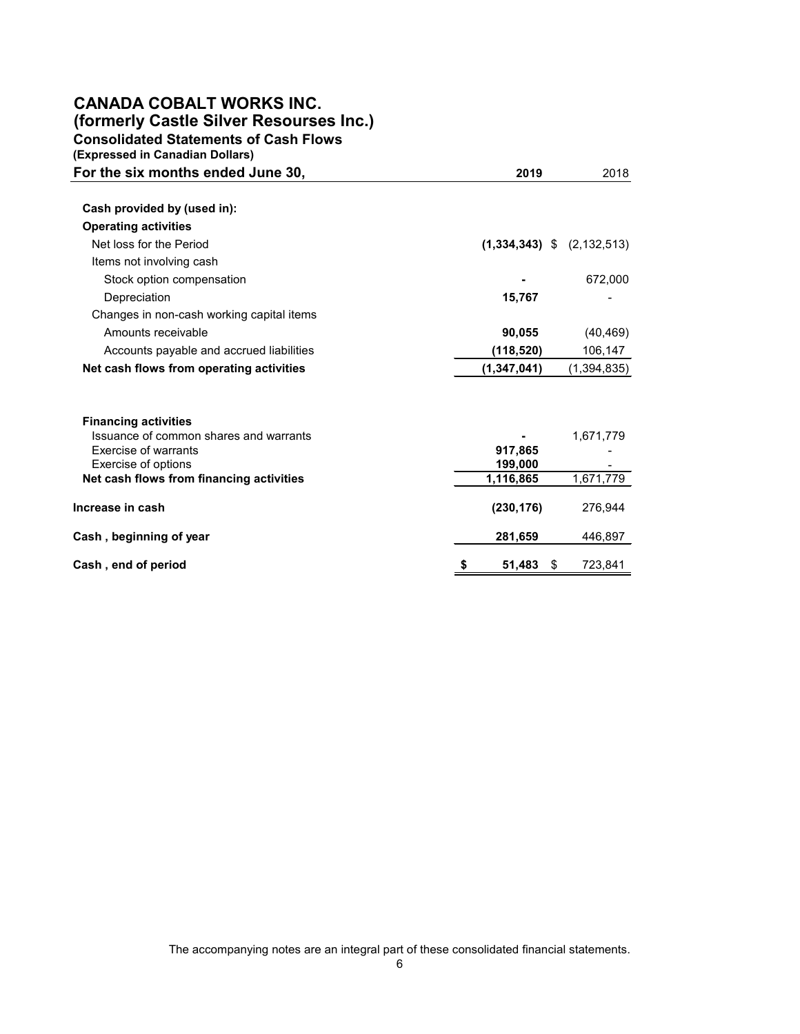# CANADA COBALT WORKS INC.
## (formerly Castle Silver Resourses Inc.)
### Consolidated Statements of Cash Flows
**(Expressed in Canadian Dollars)**

| For the six months ended June 30, | 2019 | 2018 |
|---|---|---|
| **Cash provided by (used in):** | | |
| **Operating activities** | | |
| Net loss for the Period | **(1,334,343)** | $ (2,132,513) |
| Items not involving cash | | |
| Stock option compensation | **-** | 672,000 |
| Depreciation | **15,767** | - |
| Changes in non-cash working capital items | | |
| Amounts receivable | **90,055** | (40,469) |
| Accounts payable and accrued liabilities | **(118,520)** | 106,147 |
| **Net cash flows from operating activities** | **(1,347,041)** | (1,394,835) |
| | | |
| **Financing activities** | | |
| Issuance of common shares and warrants | **-** | 1,671,779 |
| Exercise of warrants | **917,865** | - |
| Exercise of options | **199,000** | - |
| **Net cash flows from financing activities** | **1,116,865** | 1,671,779 |
| | | |
| **Increase in cash** | **(230,176)** | 276,944 |
| | | |
| **Cash , beginning of year** | **281,659** | 446,897 |
| | | |
| **Cash , end of period** | **$ 51,483** | $ 723,841 |

The accompanying notes are an integral part of these consolidated financial statements.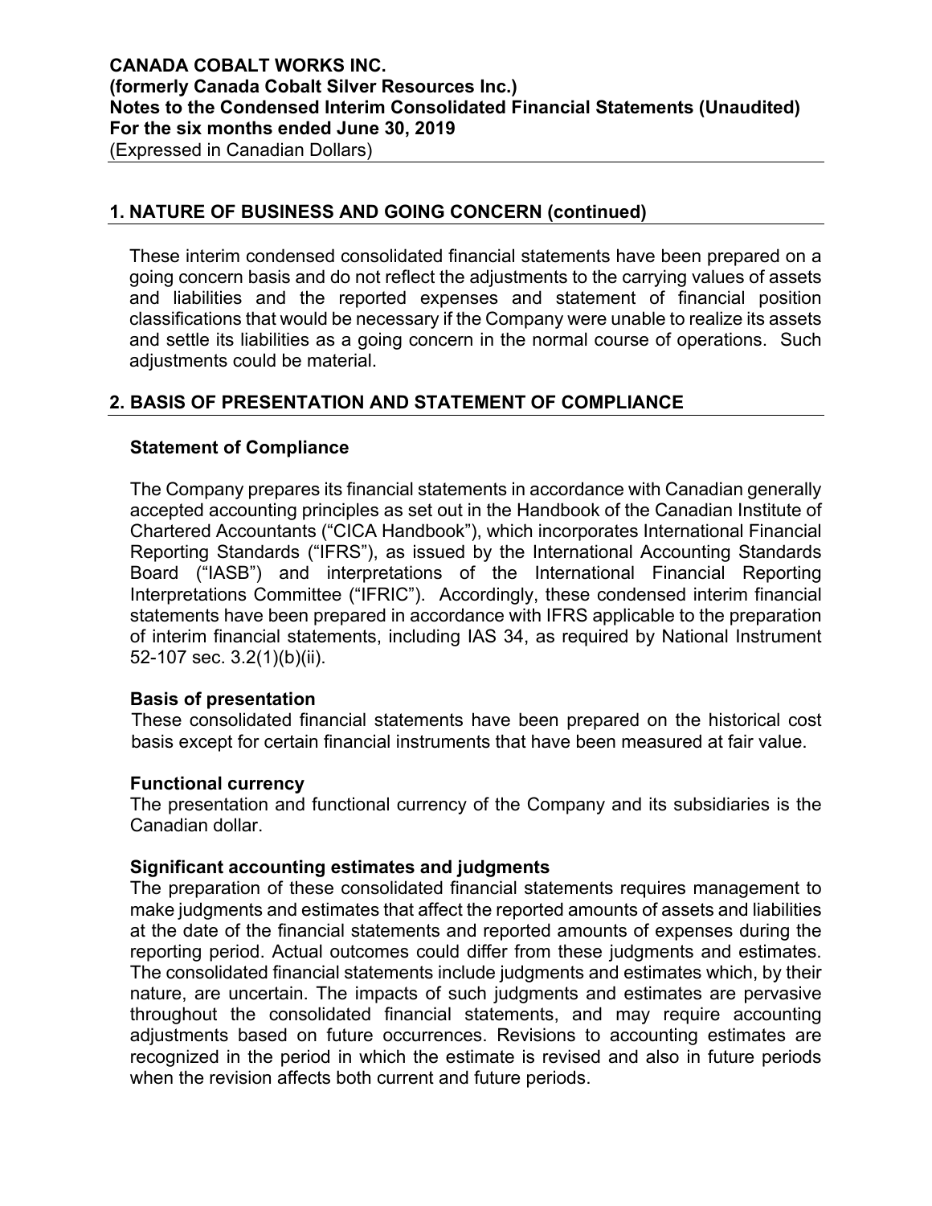## 1. NATURE OF BUSINESS AND GOING CONCERN (continued)

These interim condensed consolidated financial statements have been prepared on a going concern basis and do not reflect the adjustments to the carrying values of assets and liabilities and the reported expenses and statement of financial position classifications that would be necessary if the Company were unable to realize its assets and settle its liabilities as a going concern in the normal course of operations. Such adjustments could be material.

## 2. BASIS OF PRESENTATION AND STATEMENT OF COMPLIANCE

### Statement of Compliance

The Company prepares its financial statements in accordance with Canadian generally accepted accounting principles as set out in the Handbook of the Canadian Institute of Chartered Accountants ("CICA Handbook"), which incorporates International Financial Reporting Standards ("IFRS"), as issued by the International Accounting Standards Board ("IASB") and interpretations of the International Financial Reporting Interpretations Committee ("IFRIC"). Accordingly, these condensed interim financial statements have been prepared in accordance with IFRS applicable to the preparation of interim financial statements, including IAS 34, as required by National Instrument 52-107 sec. 3.2(1)(b)(ii).

### Basis of presentation

These consolidated financial statements have been prepared on the historical cost basis except for certain financial instruments that have been measured at fair value.

### Functional currency

The presentation and functional currency of the Company and its subsidiaries is the Canadian dollar.

### Significant accounting estimates and judgments

The preparation of these consolidated financial statements requires management to make judgments and estimates that affect the reported amounts of assets and liabilities at the date of the financial statements and reported amounts of expenses during the reporting period. Actual outcomes could differ from these judgments and estimates. The consolidated financial statements include judgments and estimates which, by their nature, are uncertain. The impacts of such judgments and estimates are pervasive throughout the consolidated financial statements, and may require accounting adjustments based on future occurrences. Revisions to accounting estimates are recognized in the period in which the estimate is revised and also in future periods when the revision affects both current and future periods.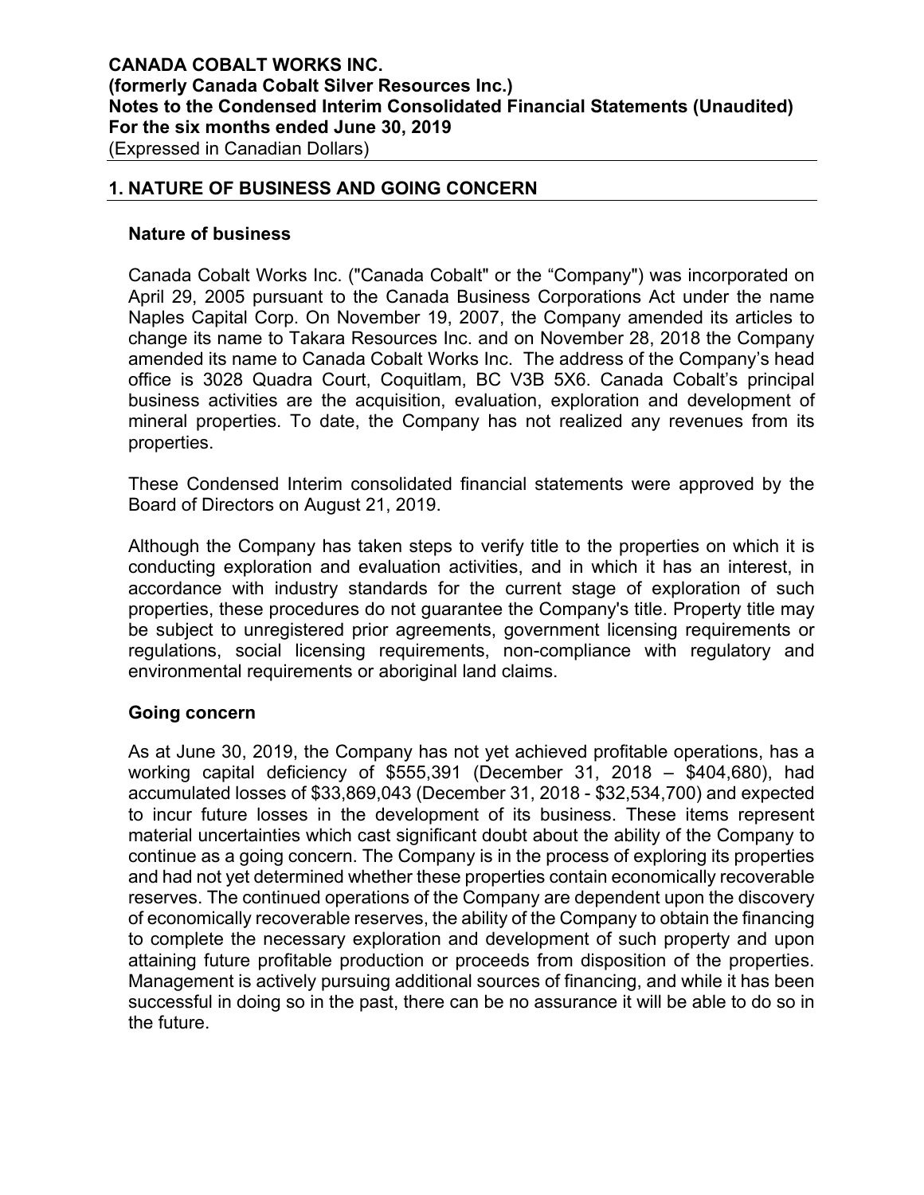## 1. NATURE OF BUSINESS AND GOING CONCERN

### Nature of business

Canada Cobalt Works Inc. ("Canada Cobalt" or the "Company") was incorporated on April 29, 2005 pursuant to the Canada Business Corporations Act under the name Naples Capital Corp. On November 19, 2007, the Company amended its articles to change its name to Takara Resources Inc. and on November 28, 2018 the Company amended its name to Canada Cobalt Works Inc. The address of the Company's head office is 3028 Quadra Court, Coquitlam, BC V3B 5X6. Canada Cobalt's principal business activities are the acquisition, evaluation, exploration and development of mineral properties. To date, the Company has not realized any revenues from its properties.

These Condensed Interim consolidated financial statements were approved by the Board of Directors on August 21, 2019.

Although the Company has taken steps to verify title to the properties on which it is conducting exploration and evaluation activities, and in which it has an interest, in accordance with industry standards for the current stage of exploration of such properties, these procedures do not guarantee the Company's title. Property title may be subject to unregistered prior agreements, government licensing requirements or regulations, social licensing requirements, non-compliance with regulatory and environmental requirements or aboriginal land claims.

### Going concern

As at June 30, 2019, the Company has not yet achieved profitable operations, has a working capital deficiency of $555,391 (December 31, 2018 – $404,680), had accumulated losses of $33,869,043 (December 31, 2018 - $32,534,700) and expected to incur future losses in the development of its business. These items represent material uncertainties which cast significant doubt about the ability of the Company to continue as a going concern. The Company is in the process of exploring its properties and had not yet determined whether these properties contain economically recoverable reserves. The continued operations of the Company are dependent upon the discovery of economically recoverable reserves, the ability of the Company to obtain the financing to complete the necessary exploration and development of such property and upon attaining future profitable production or proceeds from disposition of the properties. Management is actively pursuing additional sources of financing, and while it has been successful in doing so in the past, there can be no assurance it will be able to do so in the future.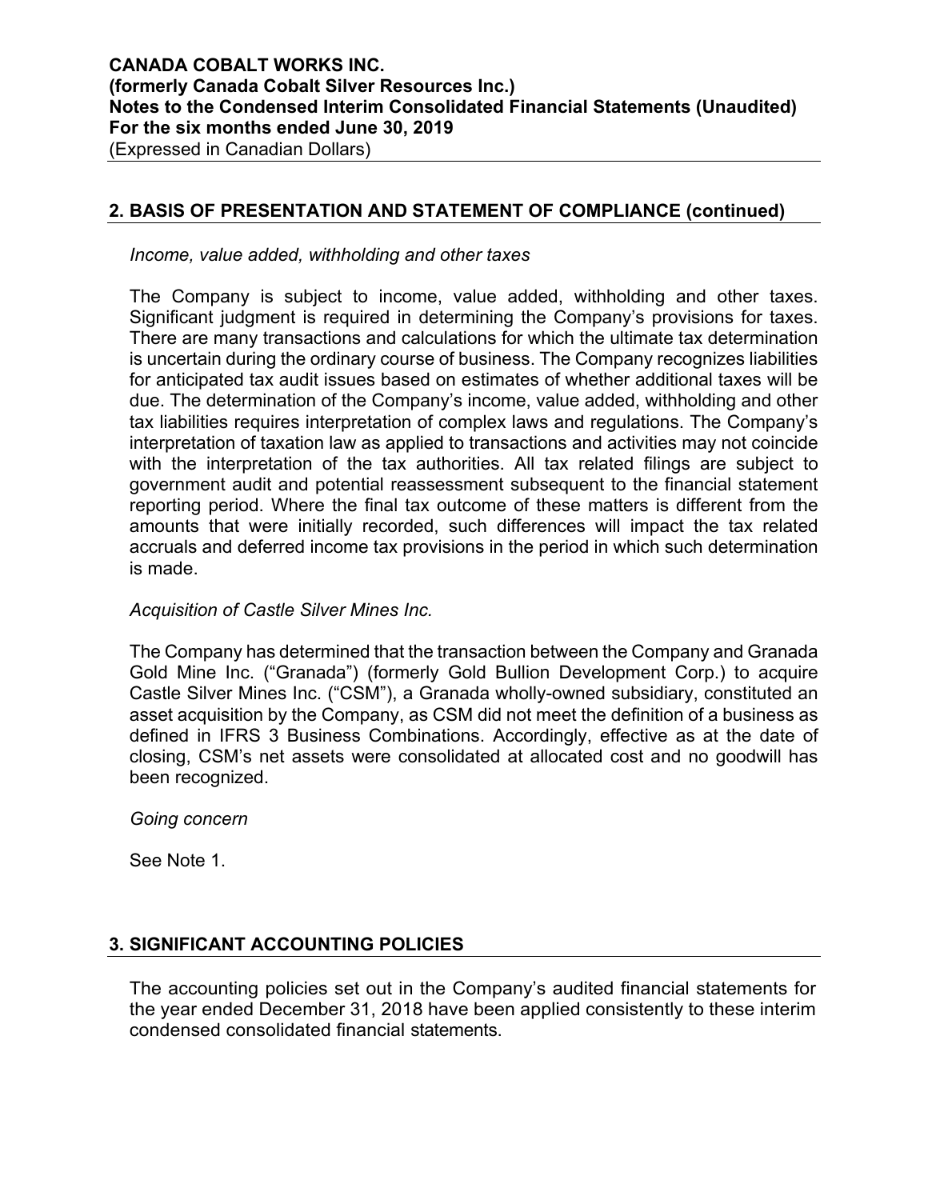## 2. BASIS OF PRESENTATION AND STATEMENT OF COMPLIANCE (continued)

*Income, value added, withholding and other taxes*

The Company is subject to income, value added, withholding and other taxes. Significant judgment is required in determining the Company's provisions for taxes. There are many transactions and calculations for which the ultimate tax determination is uncertain during the ordinary course of business. The Company recognizes liabilities for anticipated tax audit issues based on estimates of whether additional taxes will be due. The determination of the Company's income, value added, withholding and other tax liabilities requires interpretation of complex laws and regulations. The Company's interpretation of taxation law as applied to transactions and activities may not coincide with the interpretation of the tax authorities. All tax related filings are subject to government audit and potential reassessment subsequent to the financial statement reporting period. Where the final tax outcome of these matters is different from the amounts that were initially recorded, such differences will impact the tax related accruals and deferred income tax provisions in the period in which such determination is made.

*Acquisition of Castle Silver Mines Inc.*

The Company has determined that the transaction between the Company and Granada Gold Mine Inc. ("Granada") (formerly Gold Bullion Development Corp.) to acquire Castle Silver Mines Inc. ("CSM"), a Granada wholly-owned subsidiary, constituted an asset acquisition by the Company, as CSM did not meet the definition of a business as defined in IFRS 3 Business Combinations. Accordingly, effective as at the date of closing, CSM's net assets were consolidated at allocated cost and no goodwill has been recognized.

*Going concern*

See Note 1.

## 3. SIGNIFICANT ACCOUNTING POLICIES

The accounting policies set out in the Company's audited financial statements for the year ended December 31, 2018 have been applied consistently to these interim condensed consolidated financial statements.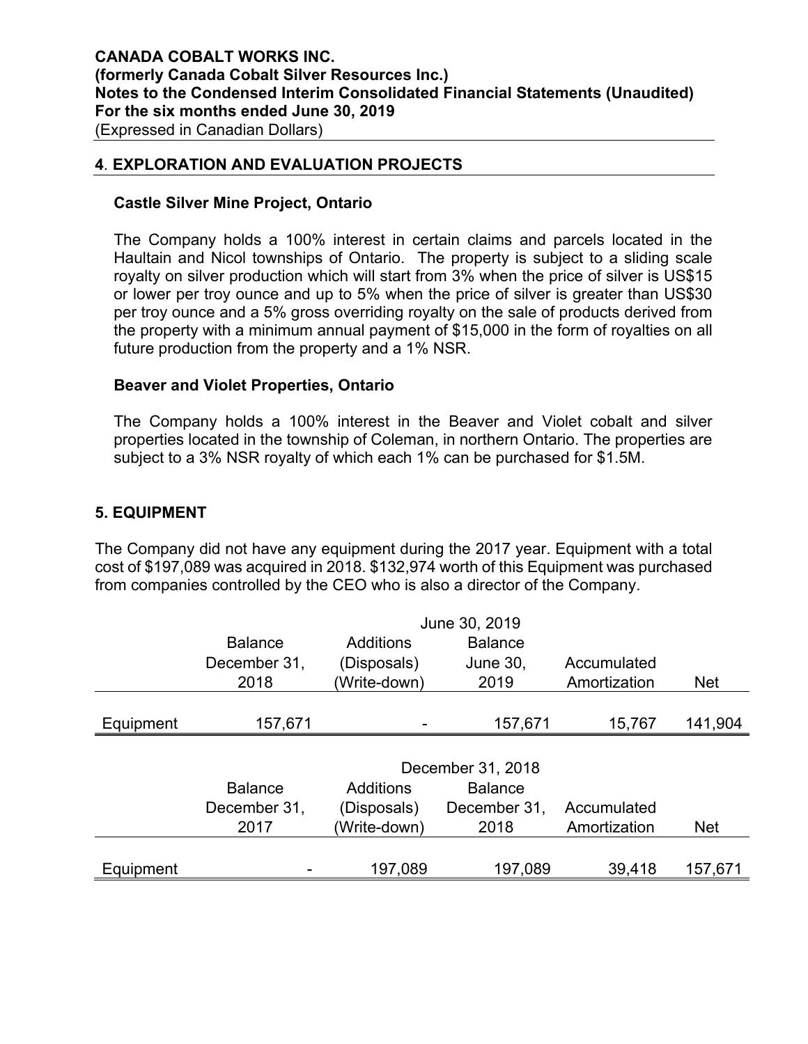**CANADA COBALT WORKS INC.**
**(formerly Canada Cobalt Silver Resources Inc.)**
**Notes to the Condensed Interim Consolidated Financial Statements (Unaudited)**
**For the six months ended June 30, 2019**
(Expressed in Canadian Dollars)

## 4. EXPLORATION AND EVALUATION PROJECTS

### Castle Silver Mine Project, Ontario

The Company holds a 100% interest in certain claims and parcels located in the Haultain and Nicol townships of Ontario. The property is subject to a sliding scale royalty on silver production which will start from 3% when the price of silver is US$15 or lower per troy ounce and up to 5% when the price of silver is greater than US$30 per troy ounce and a 5% gross overriding royalty on the sale of products derived from the property with a minimum annual payment of $15,000 in the form of royalties on all future production from the property and a 1% NSR.

### Beaver and Violet Properties, Ontario

The Company holds a 100% interest in the Beaver and Violet cobalt and silver properties located in the township of Coleman, in northern Ontario. The properties are subject to a 3% NSR royalty of which each 1% can be purchased for $1.5M.

## 5. EQUIPMENT

The Company did not have any equipment during the 2017 year. Equipment with a total cost of $197,089 was acquired in 2018. $132,974 worth of this Equipment was purchased from companies controlled by the CEO who is also a director of the Company.

| | | June 30, 2019 | | | |
|---|---|---|---|---|---|
| | Balance December 31, 2018 | Additions (Disposals) (Write-down) | Balance June 30, 2019 | Accumulated Amortization | Net |
| Equipment | 157,671 | - | 157,671 | 15,767 | 141,904 |

| | | December 31, 2018 | | | |
|---|---|---|---|---|---|
| | Balance December 31, 2017 | Additions (Disposals) (Write-down) | Balance December 31, 2018 | Accumulated Amortization | Net |
| Equipment | - | 197,089 | 197,089 | 39,418 | 157,671 |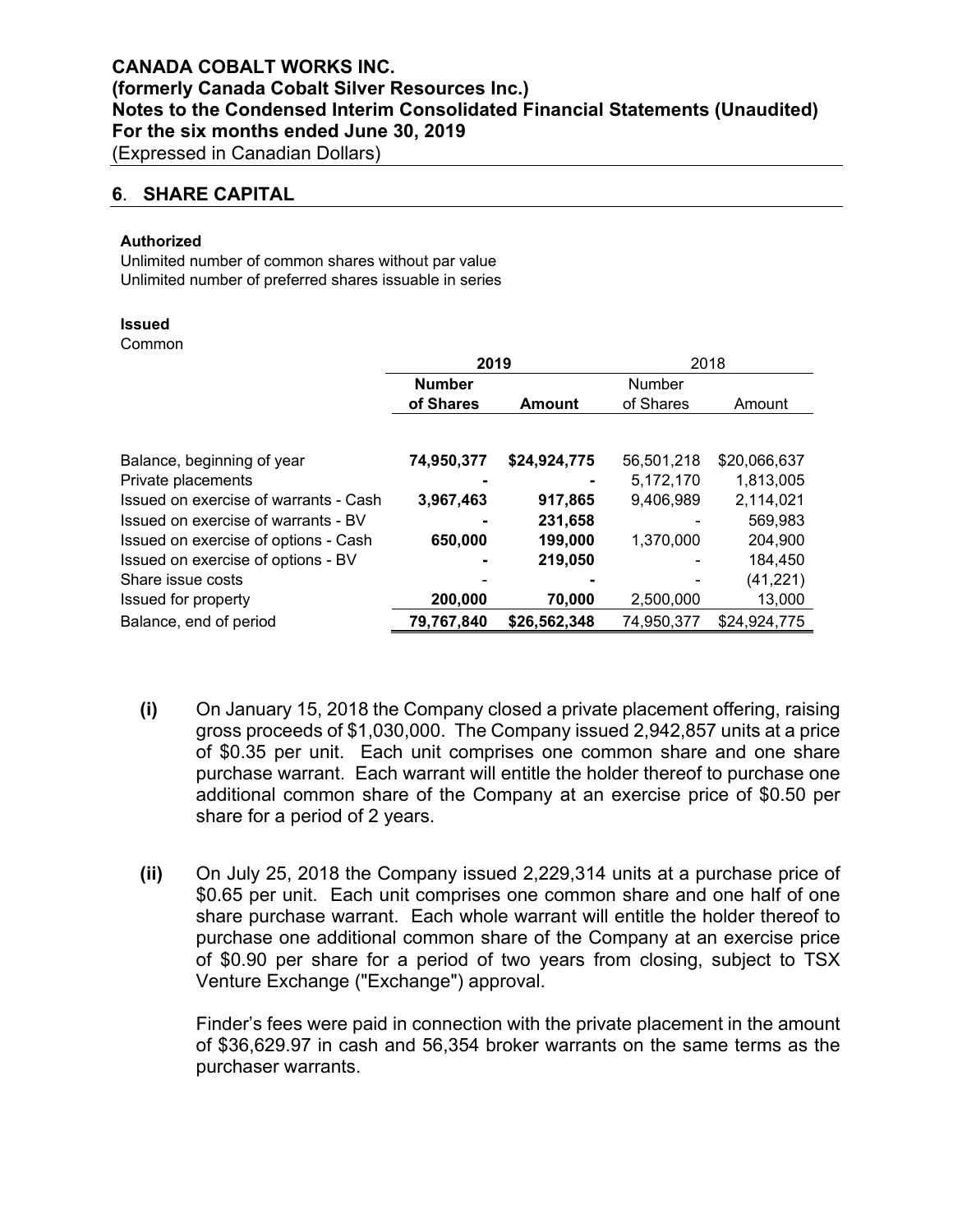## 6. SHARE CAPITAL

**Authorized**
Unlimited number of common shares without par value
Unlimited number of preferred shares issuable in series

**Issued**
Common

| | **2019** | | 2018 | |
|---|---|---|---|---|
| | **Number of Shares** | **Amount** | Number of Shares | Amount |
| Balance, beginning of year | **74,950,377** | **$24,924,775** | 56,501,218 | $20,066,637 |
| Private placements | **-** | **-** | 5,172,170 | 1,813,005 |
| Issued on exercise of warrants - Cash | **3,967,463** | **917,865** | 9,406,989 | 2,114,021 |
| Issued on exercise of warrants - BV | **-** | **231,658** | - | 569,983 |
| Issued on exercise of options - Cash | **650,000** | **199,000** | 1,370,000 | 204,900 |
| Issued on exercise of options - BV | **-** | **219,050** | - | 184,450 |
| Share issue costs | - | **-** | - | (41,221) |
| Issued for property | **200,000** | **70,000** | 2,500,000 | 13,000 |
| Balance, end of period | **79,767,840** | **$26,562,348** | 74,950,377 | $24,924,775 |

**(i)** On January 15, 2018 the Company closed a private placement offering, raising gross proceeds of $1,030,000. The Company issued 2,942,857 units at a price of $0.35 per unit. Each unit comprises one common share and one share purchase warrant. Each warrant will entitle the holder thereof to purchase one additional common share of the Company at an exercise price of $0.50 per share for a period of 2 years.

**(ii)** On July 25, 2018 the Company issued 2,229,314 units at a purchase price of $0.65 per unit. Each unit comprises one common share and one half of one share purchase warrant. Each whole warrant will entitle the holder thereof to purchase one additional common share of the Company at an exercise price of $0.90 per share for a period of two years from closing, subject to TSX Venture Exchange ("Exchange") approval.

Finder's fees were paid in connection with the private placement in the amount of $36,629.97 in cash and 56,354 broker warrants on the same terms as the purchaser warrants.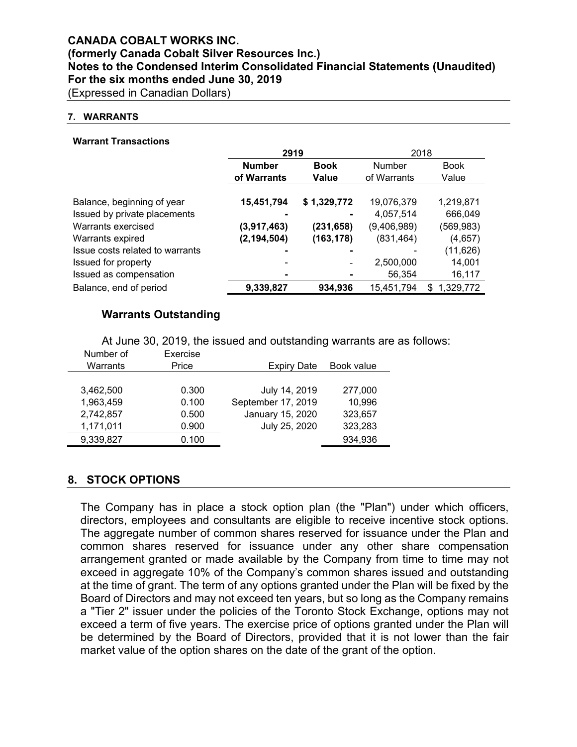## 7. WARRANTS

**Warrant Transactions**

| | 2919 | | 2018 | |
|---|---|---|---|---|
| | **Number of Warrants** | **Book Value** | Number of Warrants | Book Value |
| Balance, beginning of year | **15,451,794** | **$ 1,329,772** | 19,076,379 | 1,219,871 |
| Issued by private placements | **-** | **-** | 4,057,514 | 666,049 |
| Warrants exercised | **(3,917,463)** | **(231,658)** | (9,406,989) | (569,983) |
| Warrants expired | **(2,194,504)** | **(163,178)** | (831,464) | (4,657) |
| Issue costs related to warrants | **-** | **-** | - | (11,626) |
| Issued for property | - | - | 2,500,000 | 14,001 |
| Issued as compensation | **-** | **-** | 56,354 | 16,117 |
| Balance, end of period | **9,339,827** | **934,936** | 15,451,794 | $ 1,329,772 |

### Warrants Outstanding

At June 30, 2019, the issued and outstanding warrants are as follows:

| Number of Warrants | Exercise Price | Expiry Date | Book value |
|---|---|---|---|
| 3,462,500 | 0.300 | July 14, 2019 | 277,000 |
| 1,963,459 | 0.100 | September 17, 2019 | 10,996 |
| 2,742,857 | 0.500 | January 15, 2020 | 323,657 |
| 1,171,011 | 0.900 | July 25, 2020 | 323,283 |
| 9,339,827 | 0.100 | | 934,936 |

## 8. STOCK OPTIONS

The Company has in place a stock option plan (the "Plan") under which officers, directors, employees and consultants are eligible to receive incentive stock options. The aggregate number of common shares reserved for issuance under the Plan and common shares reserved for issuance under any other share compensation arrangement granted or made available by the Company from time to time may not exceed in aggregate 10% of the Company's common shares issued and outstanding at the time of grant. The term of any options granted under the Plan will be fixed by the Board of Directors and may not exceed ten years, but so long as the Company remains a "Tier 2" issuer under the policies of the Toronto Stock Exchange, options may not exceed a term of five years. The exercise price of options granted under the Plan will be determined by the Board of Directors, provided that it is not lower than the fair market value of the option shares on the date of the grant of the option.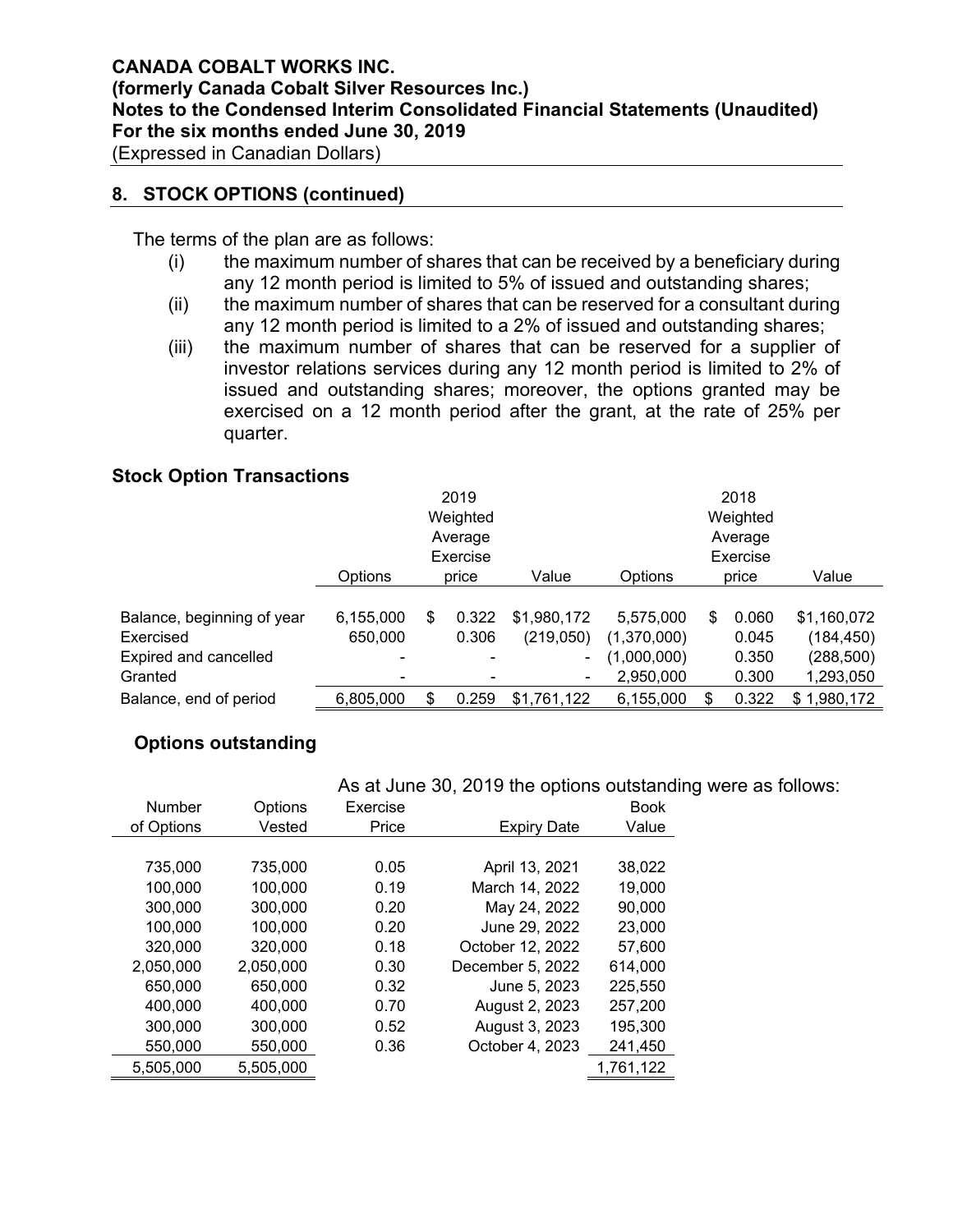**CANADA COBALT WORKS INC.**
**(formerly Canada Cobalt Silver Resources Inc.)**
**Notes to the Condensed Interim Consolidated Financial Statements (Unaudited)**
**For the six months ended June 30, 2019**
(Expressed in Canadian Dollars)

## 8. STOCK OPTIONS (continued)

The terms of the plan are as follows:

(i) the maximum number of shares that can be received by a beneficiary during any 12 month period is limited to 5% of issued and outstanding shares;

(ii) the maximum number of shares that can be reserved for a consultant during any 12 month period is limited to a 2% of issued and outstanding shares;

(iii) the maximum number of shares that can be reserved for a supplier of investor relations services during any 12 month period is limited to 2% of issued and outstanding shares; moreover, the options granted may be exercised on a 12 month period after the grant, at the rate of 25% per quarter.

### Stock Option Transactions

| | 2019 | | | 2018 | | |
|---|---|---|---|---|---|---|
| | Options | Weighted Average Exercise price | Value | Options | Weighted Average Exercise price | Value |
| Balance, beginning of year | 6,155,000 | $ 0.322 | $1,980,172 | 5,575,000 | $ 0.060 | $1,160,072 |
| Exercised | 650,000 | 0.306 | (219,050) | (1,370,000) | 0.045 | (184,450) |
| Expired and cancelled | - | - | - | (1,000,000) | 0.350 | (288,500) |
| Granted | - | - | - | 2,950,000 | 0.300 | 1,293,050 |
| Balance, end of period | 6,805,000 | $ 0.259 | $1,761,122 | 6,155,000 | $ 0.322 | $ 1,980,172 |

### Options outstanding

As at June 30, 2019 the options outstanding were as follows:

| Number of Options | Options Vested | Exercise Price | Expiry Date | Book Value |
|---|---|---|---|---|
| 735,000 | 735,000 | 0.05 | April 13, 2021 | 38,022 |
| 100,000 | 100,000 | 0.19 | March 14, 2022 | 19,000 |
| 300,000 | 300,000 | 0.20 | May 24, 2022 | 90,000 |
| 100,000 | 100,000 | 0.20 | June 29, 2022 | 23,000 |
| 320,000 | 320,000 | 0.18 | October 12, 2022 | 57,600 |
| 2,050,000 | 2,050,000 | 0.30 | December 5, 2022 | 614,000 |
| 650,000 | 650,000 | 0.32 | June 5, 2023 | 225,550 |
| 400,000 | 400,000 | 0.70 | August 2, 2023 | 257,200 |
| 300,000 | 300,000 | 0.52 | August 3, 2023 | 195,300 |
| 550,000 | 550,000 | 0.36 | October 4, 2023 | 241,450 |
| 5,505,000 | 5,505,000 | | | 1,761,122 |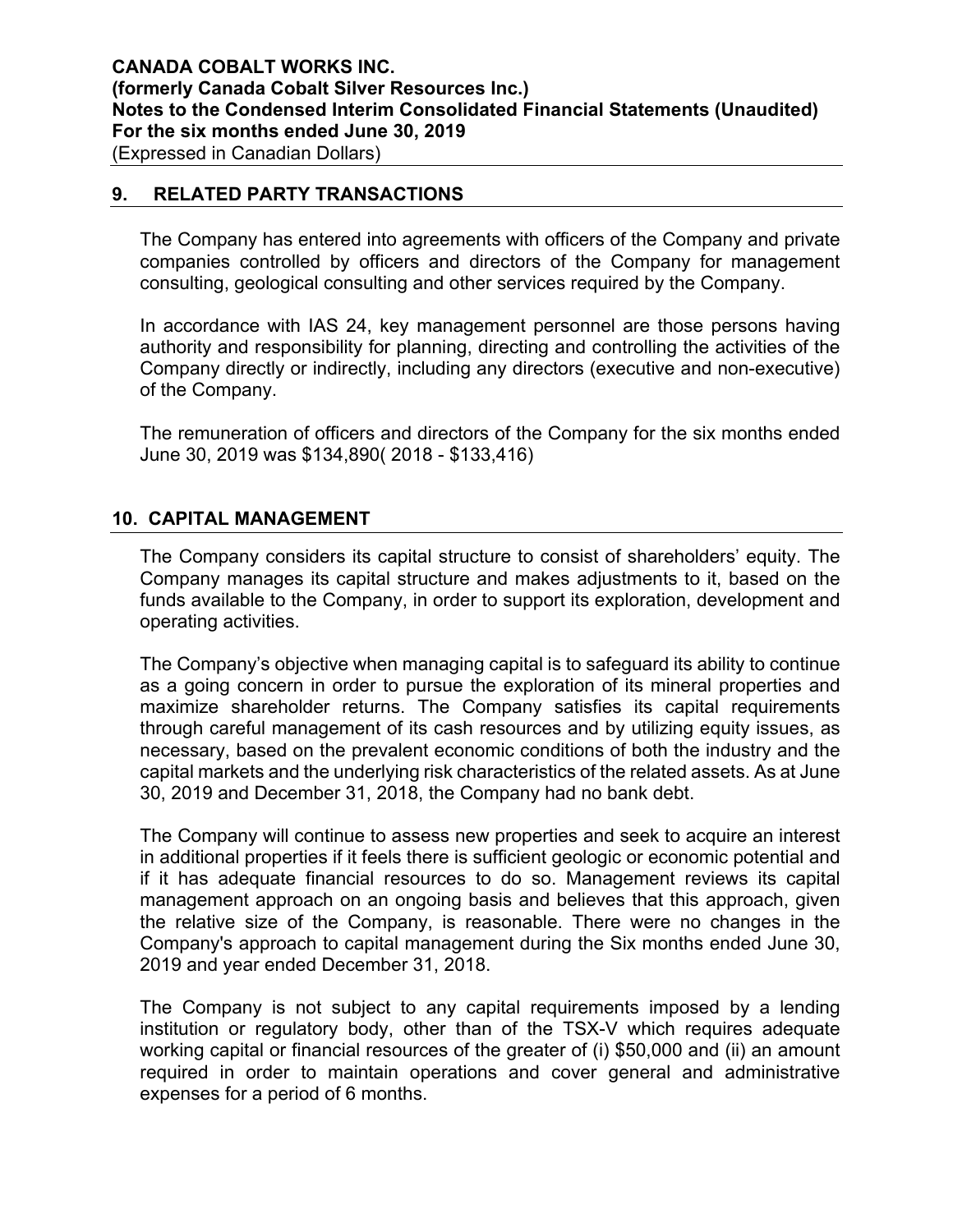## 9. RELATED PARTY TRANSACTIONS

The Company has entered into agreements with officers of the Company and private companies controlled by officers and directors of the Company for management consulting, geological consulting and other services required by the Company.

In accordance with IAS 24, key management personnel are those persons having authority and responsibility for planning, directing and controlling the activities of the Company directly or indirectly, including any directors (executive and non-executive) of the Company.

The remuneration of officers and directors of the Company for the six months ended June 30, 2019 was $134,890( 2018 - $133,416)

## 10. CAPITAL MANAGEMENT

The Company considers its capital structure to consist of shareholders' equity. The Company manages its capital structure and makes adjustments to it, based on the funds available to the Company, in order to support its exploration, development and operating activities.

The Company's objective when managing capital is to safeguard its ability to continue as a going concern in order to pursue the exploration of its mineral properties and maximize shareholder returns. The Company satisfies its capital requirements through careful management of its cash resources and by utilizing equity issues, as necessary, based on the prevalent economic conditions of both the industry and the capital markets and the underlying risk characteristics of the related assets. As at June 30, 2019 and December 31, 2018, the Company had no bank debt.

The Company will continue to assess new properties and seek to acquire an interest in additional properties if it feels there is sufficient geologic or economic potential and if it has adequate financial resources to do so. Management reviews its capital management approach on an ongoing basis and believes that this approach, given the relative size of the Company, is reasonable. There were no changes in the Company's approach to capital management during the Six months ended June 30, 2019 and year ended December 31, 2018.

The Company is not subject to any capital requirements imposed by a lending institution or regulatory body, other than of the TSX-V which requires adequate working capital or financial resources of the greater of (i) $50,000 and (ii) an amount required in order to maintain operations and cover general and administrative expenses for a period of 6 months.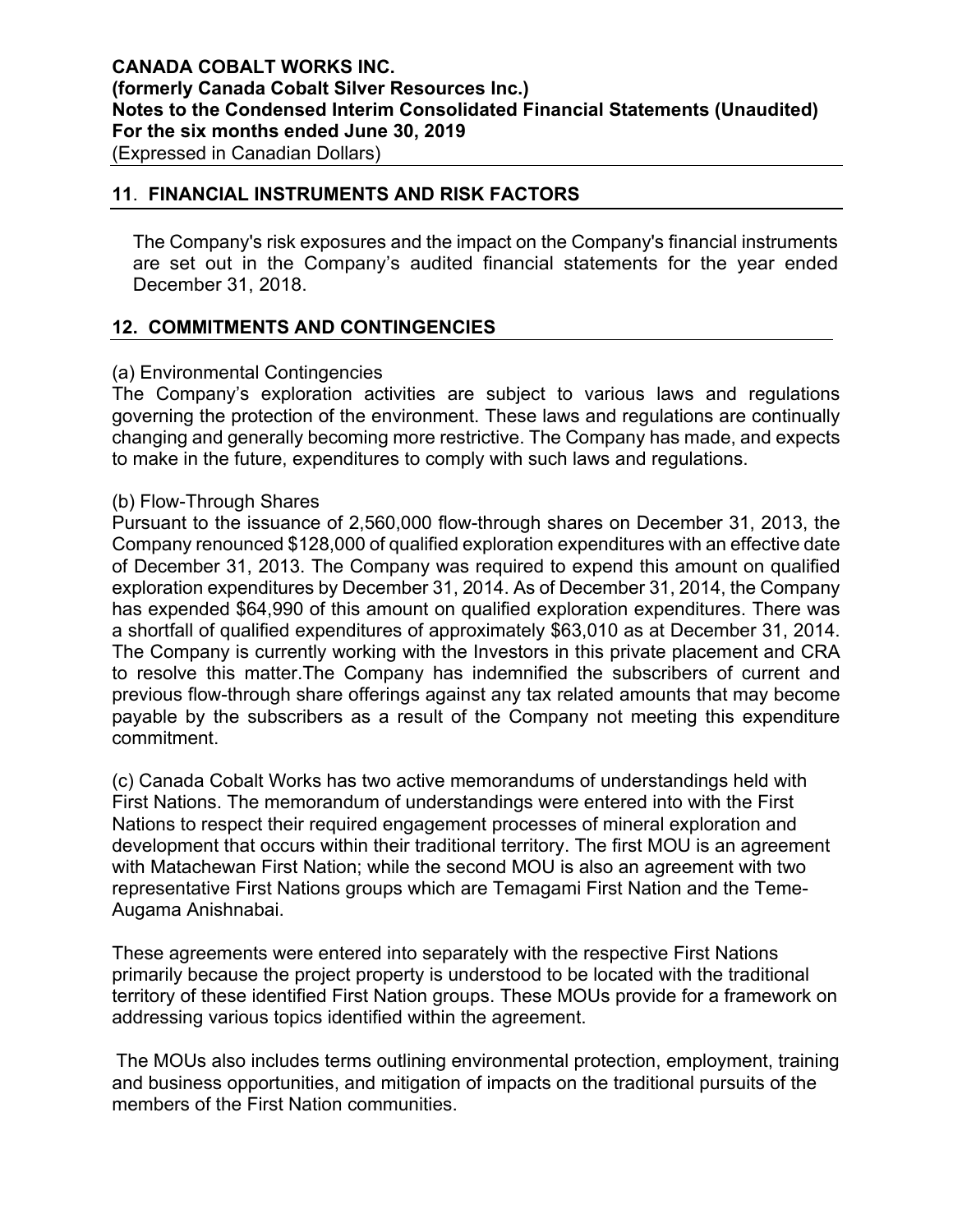## 11. FINANCIAL INSTRUMENTS AND RISK FACTORS

The Company's risk exposures and the impact on the Company's financial instruments are set out in the Company's audited financial statements for the year ended December 31, 2018.

## 12. COMMITMENTS AND CONTINGENCIES

(a) Environmental Contingencies
The Company's exploration activities are subject to various laws and regulations governing the protection of the environment. These laws and regulations are continually changing and generally becoming more restrictive. The Company has made, and expects to make in the future, expenditures to comply with such laws and regulations.

(b) Flow-Through Shares
Pursuant to the issuance of 2,560,000 flow-through shares on December 31, 2013, the Company renounced $128,000 of qualified exploration expenditures with an effective date of December 31, 2013. The Company was required to expend this amount on qualified exploration expenditures by December 31, 2014. As of December 31, 2014, the Company has expended $64,990 of this amount on qualified exploration expenditures. There was a shortfall of qualified expenditures of approximately $63,010 as at December 31, 2014. The Company is currently working with the Investors in this private placement and CRA to resolve this matter.The Company has indemnified the subscribers of current and previous flow-through share offerings against any tax related amounts that may become payable by the subscribers as a result of the Company not meeting this expenditure commitment.

(c) Canada Cobalt Works has two active memorandums of understandings held with First Nations. The memorandum of understandings were entered into with the First Nations to respect their required engagement processes of mineral exploration and development that occurs within their traditional territory. The first MOU is an agreement with Matachewan First Nation; while the second MOU is also an agreement with two representative First Nations groups which are Temagami First Nation and the Teme-Augama Anishnabai.

These agreements were entered into separately with the respective First Nations primarily because the project property is understood to be located with the traditional territory of these identified First Nation groups. These MOUs provide for a framework on addressing various topics identified within the agreement.

The MOUs also includes terms outlining environmental protection, employment, training and business opportunities, and mitigation of impacts on the traditional pursuits of the members of the First Nation communities.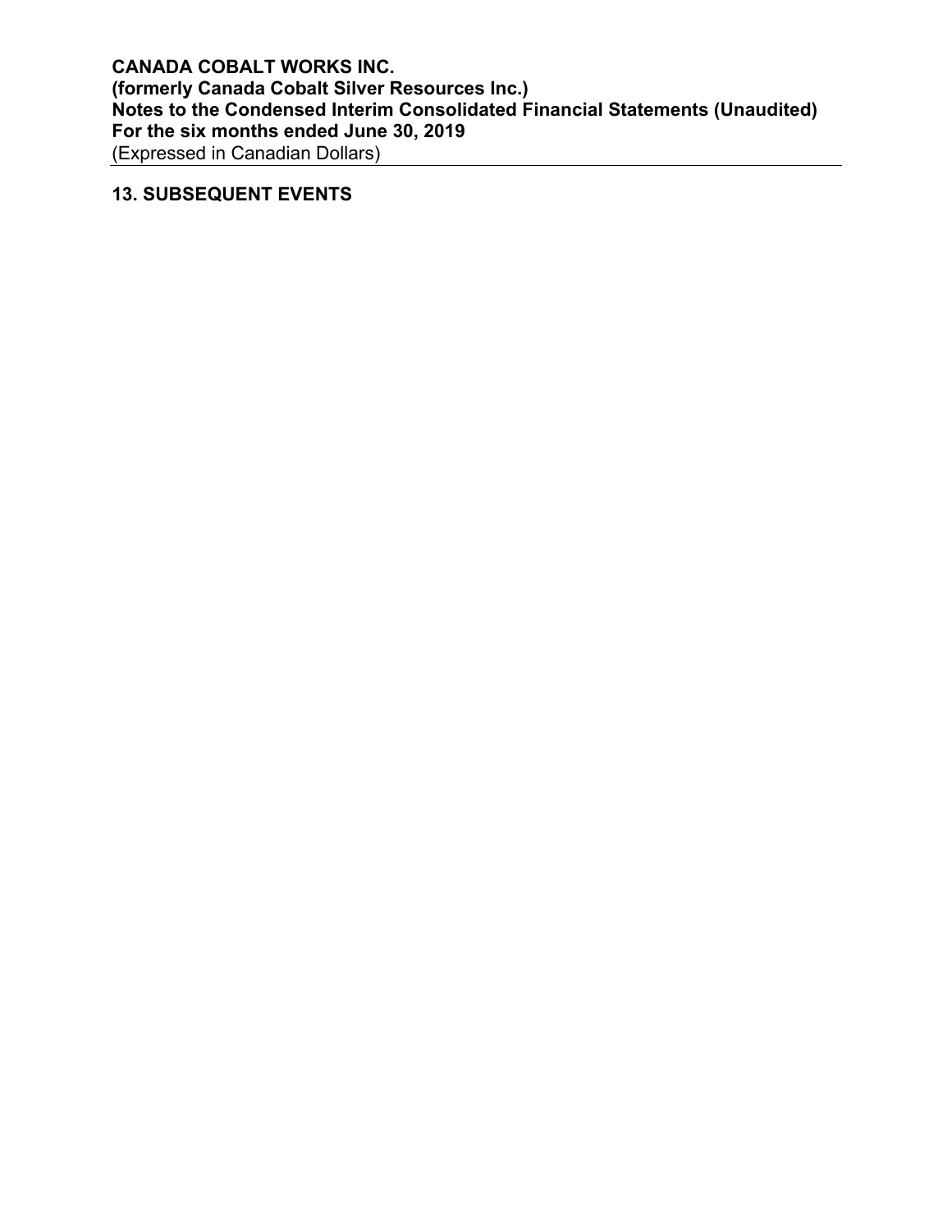## 13. SUBSEQUENT EVENTS